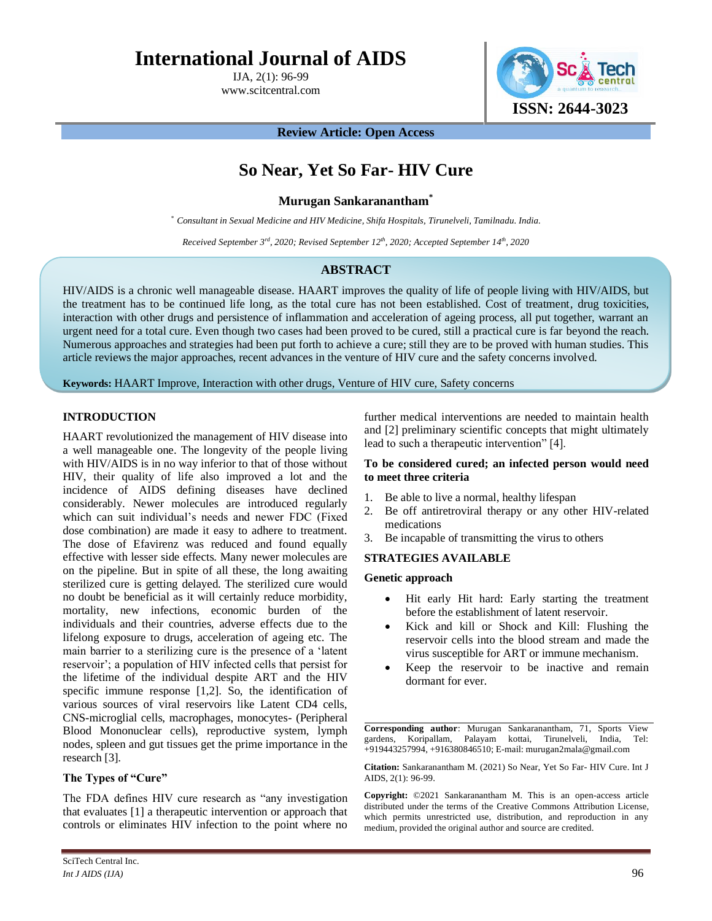# International Journal of AIDS

IJA, 2(1): 96-99
www.scitcentral.com

ISSN: 2644-3023

**Review Article: Open Access**

# So Near, Yet So Far- HIV Cure

**Murugan Sankaranantham***

\* *Consultant in Sexual Medicine and HIV Medicine, Shifa Hospitals, Tirunelveli, Tamilnadu. India.*

*Received September 3rd, 2020; Revised September 12th, 2020; Accepted September 14th, 2020*

## ABSTRACT

HIV/AIDS is a chronic well manageable disease. HAART improves the quality of life of people living with HIV/AIDS, but the treatment has to be continued life long, as the total cure has not been established. Cost of treatment, drug toxicities, interaction with other drugs and persistence of inflammation and acceleration of ageing process, all put together, warrant an urgent need for a total cure. Even though two cases had been proved to be cured, still a practical cure is far beyond the reach. Numerous approaches and strategies had been put forth to achieve a cure; still they are to be proved with human studies. This article reviews the major approaches, recent advances in the venture of HIV cure and the safety concerns involved.

**Keywords:** HAART Improve, Interaction with other drugs, Venture of HIV cure, Safety concerns

## INTRODUCTION

HAART revolutionized the management of HIV disease into a well manageable one. The longevity of the people living with HIV/AIDS is in no way inferior to that of those without HIV, their quality of life also improved a lot and the incidence of AIDS defining diseases have declined considerably. Newer molecules are introduced regularly which can suit individual's needs and newer FDC (Fixed dose combination) are made it easy to adhere to treatment. The dose of Efavirenz was reduced and found equally effective with lesser side effects. Many newer molecules are on the pipeline. But in spite of all these, the long awaiting sterilized cure is getting delayed. The sterilized cure would no doubt be beneficial as it will certainly reduce morbidity, mortality, new infections, economic burden of the individuals and their countries, adverse effects due to the lifelong exposure to drugs, acceleration of ageing etc. The main barrier to a sterilizing cure is the presence of a 'latent reservoir'; a population of HIV infected cells that persist for the lifetime of the individual despite ART and the HIV specific immune response [1,2]. So, the identification of various sources of viral reservoirs like Latent CD4 cells, CNS-microglial cells, macrophages, monocytes- (Peripheral Blood Mononuclear cells), reproductive system, lymph nodes, spleen and gut tissues get the prime importance in the research [3].

### The Types of "Cure"

The FDA defines HIV cure research as "any investigation that evaluates [1] a therapeutic intervention or approach that controls or eliminates HIV infection to the point where no further medical interventions are needed to maintain health and [2] preliminary scientific concepts that might ultimately lead to such a therapeutic intervention" [4].

### To be considered cured; an infected person would need to meet three criteria

1. Be able to live a normal, healthy lifespan
2. Be off antiretroviral therapy or any other HIV-related medications
3. Be incapable of transmitting the virus to others

## STRATEGIES AVAILABLE

### Genetic approach

- Hit early Hit hard: Early starting the treatment before the establishment of latent reservoir.
- Kick and kill or Shock and Kill: Flushing the reservoir cells into the blood stream and made the virus susceptible for ART or immune mechanism.
- Keep the reservoir to be inactive and remain dormant for ever.

---

**Corresponding author**: Murugan Sankaranantham, 71, Sports View gardens, Koripallam, Palayam kottai, Tirunelveli, India, Tel: +919443257994, +916380846510; E-mail: murugan2mala@gmail.com

**Citation:** Sankaranantham M. (2021) So Near, Yet So Far- HIV Cure. Int J AIDS, 2(1): 96-99.

**Copyright:** ©2021 Sankaranantham M. This is an open-access article distributed under the terms of the Creative Commons Attribution License, which permits unrestricted use, distribution, and reproduction in any medium, provided the original author and source are credited.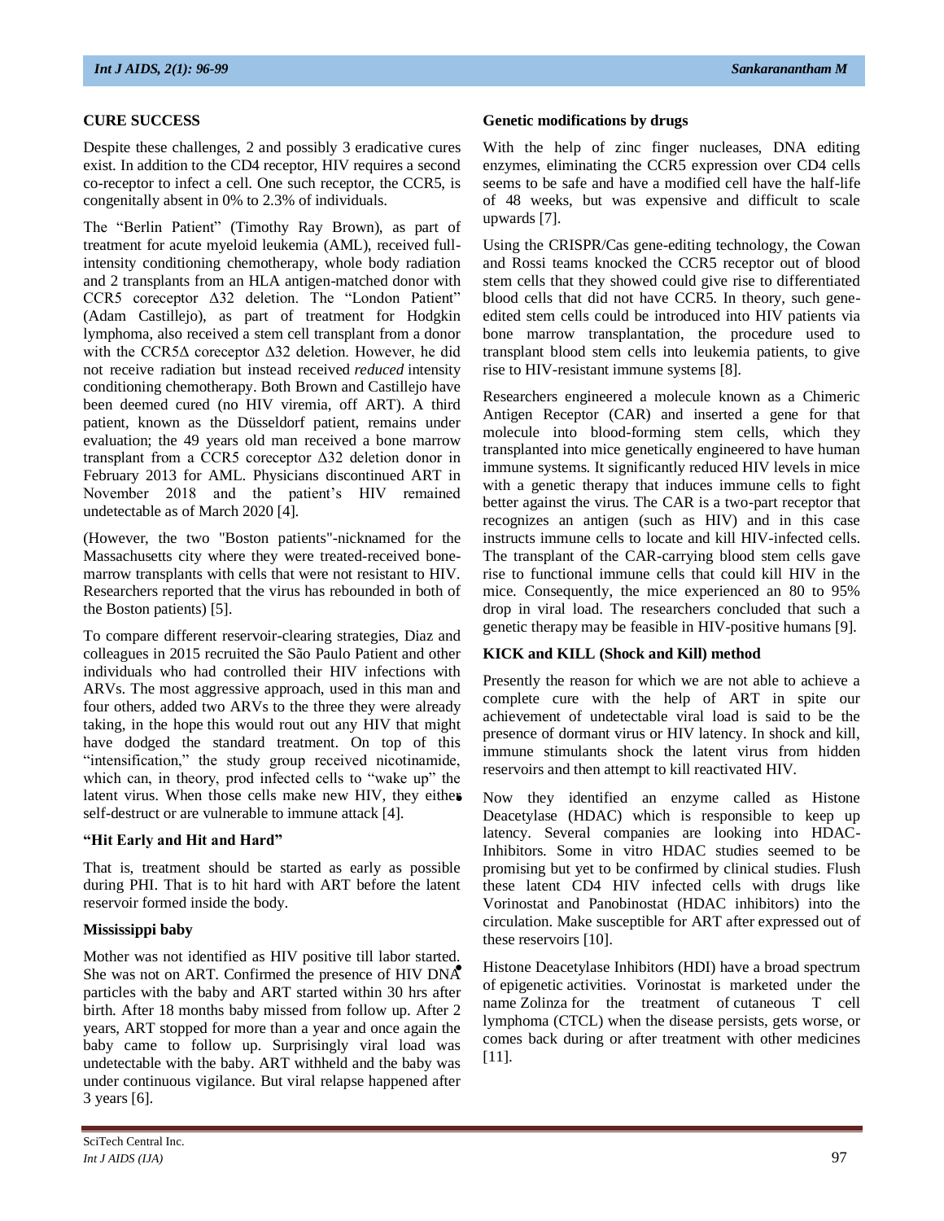## CURE SUCCESS

Despite these challenges, 2 and possibly 3 eradicative cures exist. In addition to the CD4 receptor, HIV requires a second co-receptor to infect a cell. One such receptor, the CCR5, is congenitally absent in 0% to 2.3% of individuals.

The "Berlin Patient" (Timothy Ray Brown), as part of treatment for acute myeloid leukemia (AML), received full-intensity conditioning chemotherapy, whole body radiation and 2 transplants from an HLA antigen-matched donor with CCR5 coreceptor Δ32 deletion. The "London Patient" (Adam Castillejo), as part of treatment for Hodgkin lymphoma, also received a stem cell transplant from a donor with the CCR5Δ coreceptor Δ32 deletion. However, he did not receive radiation but instead received *reduced* intensity conditioning chemotherapy. Both Brown and Castillejo have been deemed cured (no HIV viremia, off ART). A third patient, known as the Düsseldorf patient, remains under evaluation; the 49 years old man received a bone marrow transplant from a CCR5 coreceptor Δ32 deletion donor in February 2013 for AML. Physicians discontinued ART in November 2018 and the patient's HIV remained undetectable as of March 2020 [4].

(However, the two "Boston patients"-nicknamed for the Massachusetts city where they were treated-received bone-marrow transplants with cells that were not resistant to HIV. Researchers reported that the virus has rebounded in both of the Boston patients) [5].

To compare different reservoir-clearing strategies, Diaz and colleagues in 2015 recruited the São Paulo Patient and other individuals who had controlled their HIV infections with ARVs. The most aggressive approach, used in this man and four others, added two ARVs to the three they were already taking, in the hope this would rout out any HIV that might have dodged the standard treatment. On top of this "intensification," the study group received nicotinamide, which can, in theory, prod infected cells to "wake up" the latent virus. When those cells make new HIV, they either self-destruct or are vulnerable to immune attack [4].

### "Hit Early and Hit and Hard"

That is, treatment should be started as early as possible during PHI. That is to hit hard with ART before the latent reservoir formed inside the body.

### Mississippi baby

Mother was not identified as HIV positive till labor started. She was not on ART. Confirmed the presence of HIV DNA particles with the baby and ART started within 30 hrs after birth. After 18 months baby missed from follow up. After 2 years, ART stopped for more than a year and once again the baby came to follow up. Surprisingly viral load was undetectable with the baby. ART withheld and the baby was under continuous vigilance. But viral relapse happened after 3 years [6].

### Genetic modifications by drugs

With the help of zinc finger nucleases, DNA editing enzymes, eliminating the CCR5 expression over CD4 cells seems to be safe and have a modified cell have the half-life of 48 weeks, but was expensive and difficult to scale upwards [7].

Using the CRISPR/Cas gene-editing technology, the Cowan and Rossi teams knocked the CCR5 receptor out of blood stem cells that they showed could give rise to differentiated blood cells that did not have CCR5. In theory, such gene-edited stem cells could be introduced into HIV patients via bone marrow transplantation, the procedure used to transplant blood stem cells into leukemia patients, to give rise to HIV-resistant immune systems [8].

Researchers engineered a molecule known as a Chimeric Antigen Receptor (CAR) and inserted a gene for that molecule into blood-forming stem cells, which they transplanted into mice genetically engineered to have human immune systems. It significantly reduced HIV levels in mice with a genetic therapy that induces immune cells to fight better against the virus. The CAR is a two-part receptor that recognizes an antigen (such as HIV) and in this case instructs immune cells to locate and kill HIV-infected cells. The transplant of the CAR-carrying blood stem cells gave rise to functional immune cells that could kill HIV in the mice. Consequently, the mice experienced an 80 to 95% drop in viral load. The researchers concluded that such a genetic therapy may be feasible in HIV-positive humans [9].

### KICK and KILL (Shock and Kill) method

Presently the reason for which we are not able to achieve a complete cure with the help of ART in spite our achievement of undetectable viral load is said to be the presence of dormant virus or HIV latency. In shock and kill, immune stimulants shock the latent virus from hidden reservoirs and then attempt to kill reactivated HIV.

Now they identified an enzyme called as Histone Deacetylase (HDAC) which is responsible to keep up latency. Several companies are looking into HDAC-Inhibitors. Some in vitro HDAC studies seemed to be promising but yet to be confirmed by clinical studies. Flush these latent CD4 HIV infected cells with drugs like Vorinostat and Panobinostat (HDAC inhibitors) into the circulation. Make susceptible for ART after expressed out of these reservoirs [10].

Histone Deacetylase Inhibitors (HDI) have a broad spectrum of epigenetic activities. Vorinostat is marketed under the name Zolinza for the treatment of cutaneous T cell lymphoma (CTCL) when the disease persists, gets worse, or comes back during or after treatment with other medicines [11].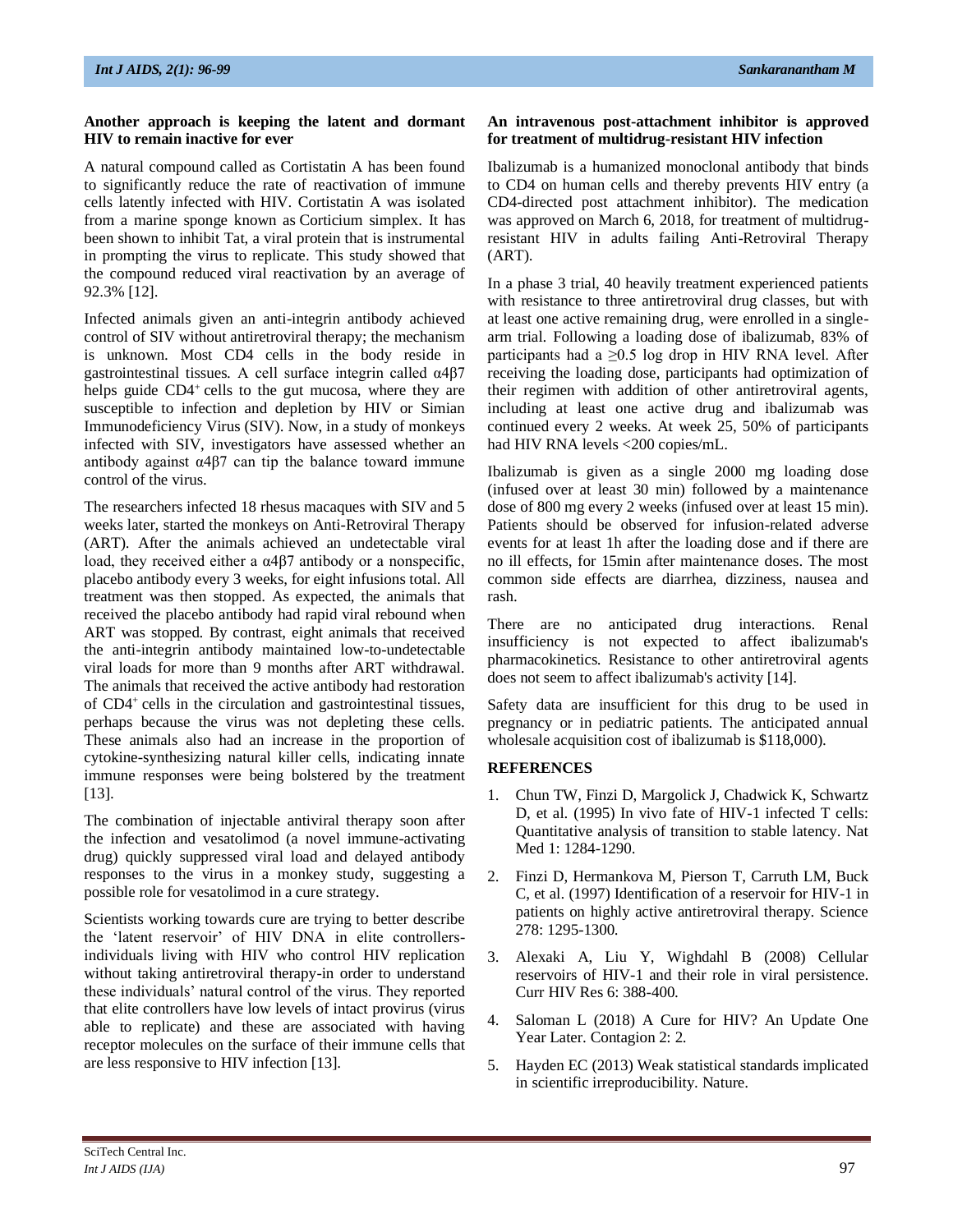### Another approach is keeping the latent and dormant HIV to remain inactive for ever

A natural compound called as Cortistatin A has been found to significantly reduce the rate of reactivation of immune cells latently infected with HIV. Cortistatin A was isolated from a marine sponge known as Corticium simplex. It has been shown to inhibit Tat, a viral protein that is instrumental in prompting the virus to replicate. This study showed that the compound reduced viral reactivation by an average of 92.3% [12].

Infected animals given an anti-integrin antibody achieved control of SIV without antiretroviral therapy; the mechanism is unknown. Most CD4 cells in the body reside in gastrointestinal tissues. A cell surface integrin called α4β7 helps guide $CD4^+$ cells to the gut mucosa, where they are susceptible to infection and depletion by HIV or Simian Immunodeficiency Virus (SIV). Now, in a study of monkeys infected with SIV, investigators have assessed whether an antibody against α4β7 can tip the balance toward immune control of the virus.

The researchers infected 18 rhesus macaques with SIV and 5 weeks later, started the monkeys on Anti-Retroviral Therapy (ART). After the animals achieved an undetectable viral load, they received either a α4β7 antibody or a nonspecific, placebo antibody every 3 weeks, for eight infusions total. All treatment was then stopped. As expected, the animals that received the placebo antibody had rapid viral rebound when ART was stopped. By contrast, eight animals that received the anti-integrin antibody maintained low-to-undetectable viral loads for more than 9 months after ART withdrawal. The animals that received the active antibody had restoration of $CD4^+$ cells in the circulation and gastrointestinal tissues, perhaps because the virus was not depleting these cells. These animals also had an increase in the proportion of cytokine-synthesizing natural killer cells, indicating innate immune responses were being bolstered by the treatment [13].

The combination of injectable antiviral therapy soon after the infection and vesatolimod (a novel immune-activating drug) quickly suppressed viral load and delayed antibody responses to the virus in a monkey study, suggesting a possible role for vesatolimod in a cure strategy.

Scientists working towards cure are trying to better describe the 'latent reservoir' of HIV DNA in elite controllers-individuals living with HIV who control HIV replication without taking antiretroviral therapy-in order to understand these individuals' natural control of the virus. They reported that elite controllers have low levels of intact provirus (virus able to replicate) and these are associated with having receptor molecules on the surface of their immune cells that are less responsive to HIV infection [13].

### An intravenous post-attachment inhibitor is approved for treatment of multidrug-resistant HIV infection

Ibalizumab is a humanized monoclonal antibody that binds to CD4 on human cells and thereby prevents HIV entry (a CD4-directed post attachment inhibitor). The medication was approved on March 6, 2018, for treatment of multidrug-resistant HIV in adults failing Anti-Retroviral Therapy (ART).

In a phase 3 trial, 40 heavily treatment experienced patients with resistance to three antiretroviral drug classes, but with at least one active remaining drug, were enrolled in a single-arm trial. Following a loading dose of ibalizumab, 83% of participants had a ≥0.5 log drop in HIV RNA level. After receiving the loading dose, participants had optimization of their regimen with addition of other antiretroviral agents, including at least one active drug and ibalizumab was continued every 2 weeks. At week 25, 50% of participants had HIV RNA levels <200 copies/mL.

Ibalizumab is given as a single 2000 mg loading dose (infused over at least 30 min) followed by a maintenance dose of 800 mg every 2 weeks (infused over at least 15 min). Patients should be observed for infusion-related adverse events for at least 1h after the loading dose and if there are no ill effects, for 15min after maintenance doses. The most common side effects are diarrhea, dizziness, nausea and rash.

There are no anticipated drug interactions. Renal insufficiency is not expected to affect ibalizumab's pharmacokinetics. Resistance to other antiretroviral agents does not seem to affect ibalizumab's activity [14].

Safety data are insufficient for this drug to be used in pregnancy or in pediatric patients. The anticipated annual wholesale acquisition cost of ibalizumab is $118,000).

### REFERENCES

1. Chun TW, Finzi D, Margolick J, Chadwick K, Schwartz D, et al. (1995) In vivo fate of HIV-1 infected T cells: Quantitative analysis of transition to stable latency. Nat Med 1: 1284-1290.
2. Finzi D, Hermankova M, Pierson T, Carruth LM, Buck C, et al. (1997) Identification of a reservoir for HIV-1 in patients on highly active antiretroviral therapy. Science 278: 1295-1300.
3. Alexaki A, Liu Y, Wighdahl B (2008) Cellular reservoirs of HIV-1 and their role in viral persistence. Curr HIV Res 6: 388-400.
4. Saloman L (2018) A Cure for HIV? An Update One Year Later. Contagion 2: 2.
5. Hayden EC (2013) Weak statistical standards implicated in scientific irreproducibility. Nature.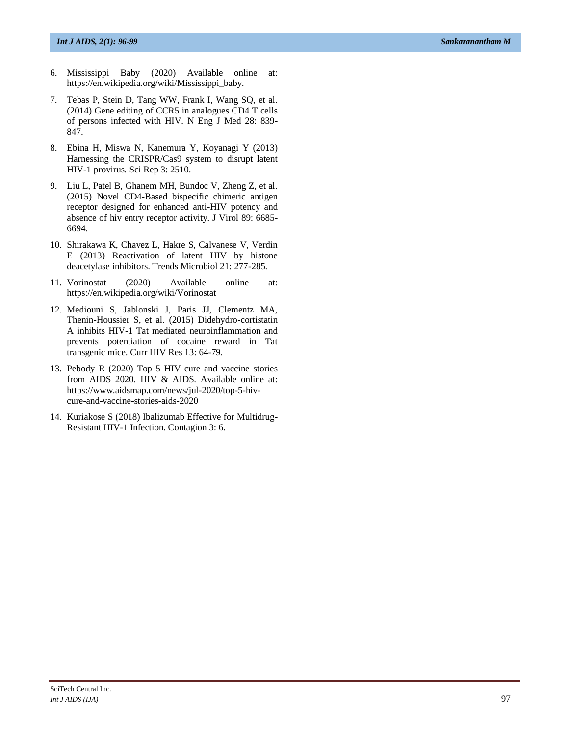6. Mississippi Baby (2020) Available online at: https://en.wikipedia.org/wiki/Mississippi_baby.
7. Tebas P, Stein D, Tang WW, Frank I, Wang SQ, et al. (2014) Gene editing of CCR5 in analogues CD4 T cells of persons infected with HIV. N Eng J Med 28: 839-847.
8. Ebina H, Miswa N, Kanemura Y, Koyanagi Y (2013) Harnessing the CRISPR/Cas9 system to disrupt latent HIV-1 provirus. Sci Rep 3: 2510.
9. Liu L, Patel B, Ghanem MH, Bundoc V, Zheng Z, et al. (2015) Novel CD4-Based bispecific chimeric antigen receptor designed for enhanced anti-HIV potency and absence of hiv entry receptor activity. J Virol 89: 6685-6694.
10. Shirakawa K, Chavez L, Hakre S, Calvanese V, Verdin E (2013) Reactivation of latent HIV by histone deacetylase inhibitors. Trends Microbiol 21: 277-285.
11. Vorinostat (2020) Available online at: https://en.wikipedia.org/wiki/Vorinostat
12. Mediouni S, Jablonski J, Paris JJ, Clementz MA, Thenin-Houssier S, et al. (2015) Didehydro-cortistatin A inhibits HIV-1 Tat mediated neuroinflammation and prevents potentiation of cocaine reward in Tat transgenic mice. Curr HIV Res 13: 64-79.
13. Pebody R (2020) Top 5 HIV cure and vaccine stories from AIDS 2020. HIV & AIDS. Available online at: https://www.aidsmap.com/news/jul-2020/top-5-hiv-cure-and-vaccine-stories-aids-2020
14. Kuriakose S (2018) Ibalizumab Effective for Multidrug-Resistant HIV-1 Infection. Contagion 3: 6.